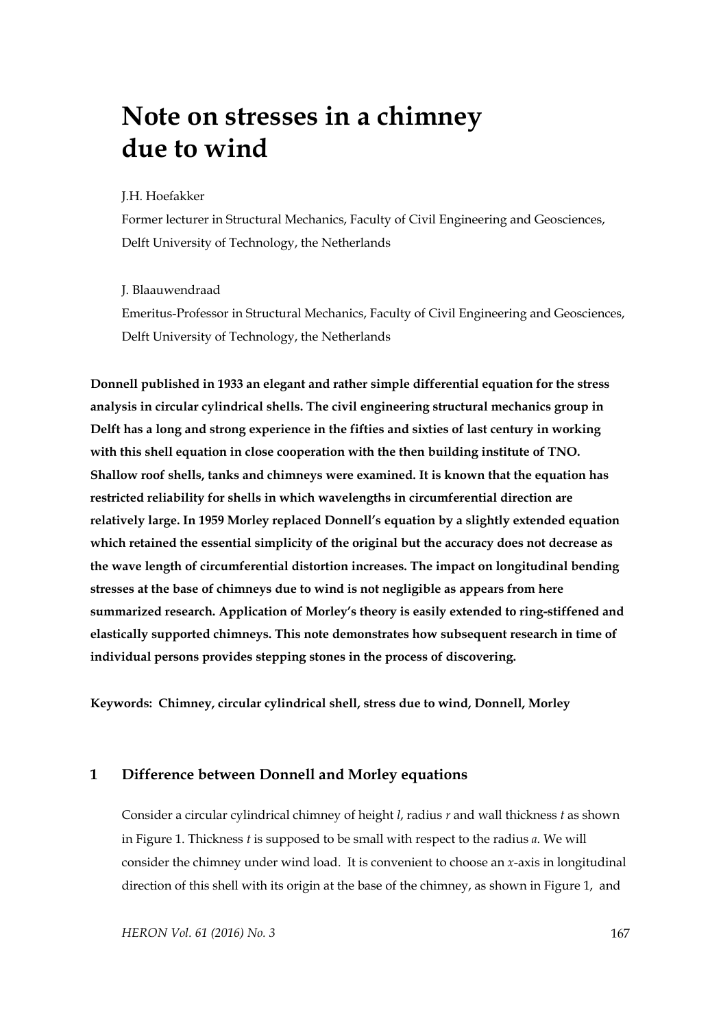# Note on stresses in a chimney due to wind

J.H. Hoefakker

Former lecturer in Structural Mechanics, Faculty of Civil Engineering and Geosciences, Delft University of Technology, the Netherlands

J. Blaauwendraad

Emeritus-Professor in Structural Mechanics, Faculty of Civil Engineering and Geosciences, Delft University of Technology, the Netherlands

**Donnell published in 1933 an elegant and rather simple differential equation for the stress analysis in circular cylindrical shells. The civil engineering structural mechanics group in Delft has a long and strong experience in the fifties and sixties of last century in working with this shell equation in close cooperation with the then building institute of TNO. Shallow roof shells, tanks and chimneys were examined. It is known that the equation has restricted reliability for shells in which wavelengths in circumferential direction are relatively large. In 1959 Morley replaced Donnell's equation by a slightly extended equation which retained the essential simplicity of the original but the accuracy does not decrease as the wave length of circumferential distortion increases. The impact on longitudinal bending stresses at the base of chimneys due to wind is not negligible as appears from here summarized research. Application of Morley's theory is easily extended to ring-stiffened and elastically supported chimneys. This note demonstrates how subsequent research in time of individual persons provides stepping stones in the process of discovering.**

**Keywords: Chimney, circular cylindrical shell, stress due to wind, Donnell, Morley**

## 1 Difference between Donnell and Morley equations

Consider a circular cylindrical chimney of height $l$, radius $r$ and wall thickness $t$ as shown in Figure 1. Thickness $t$ is supposed to be small with respect to the radius $a$. We will consider the chimney under wind load. It is convenient to choose an $x$-axis in longitudinal direction of this shell with its origin at the base of the chimney, as shown in Figure 1, and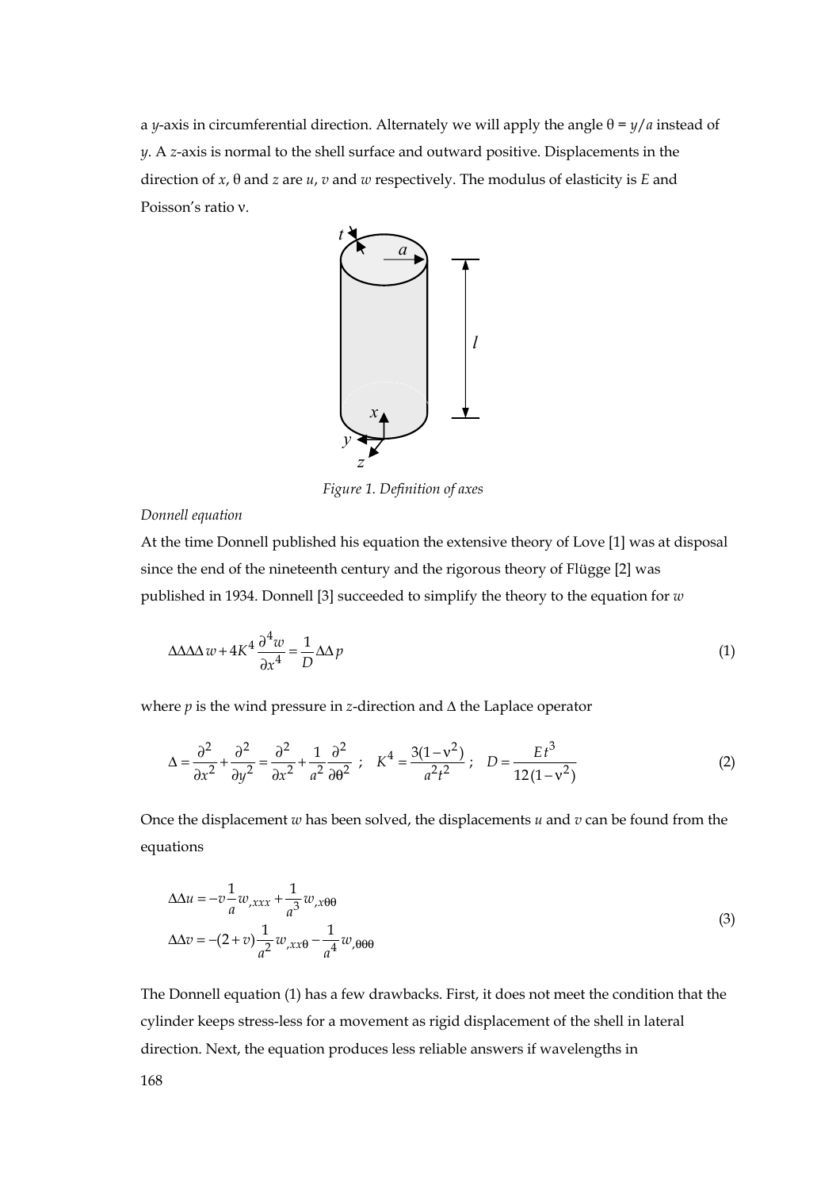a $y$-axis in circumferential direction. Alternately we will apply the angle $\theta = y/a$ instead of $y$. A $z$-axis is normal to the shell surface and outward positive. Displacements in the direction of $x$, $\theta$ and $z$ are $u$, $v$ and $w$ respectively. The modulus of elasticity is $E$ and Poisson's ratio $\nu$.

*Figure 1. Definition of axes*

*Donnell equation*

At the time Donnell published his equation the extensive theory of Love [1] was at disposal since the end of the nineteenth century and the rigorous theory of Flügge [2] was published in 1934. Donnell [3] succeeded to simplify the theory to the equation for $w$

$$\Delta\Delta\Delta\Delta w + 4K^4 \frac{\partial^4 w}{\partial x^4} = \frac{1}{D}\Delta\Delta p \tag{1}$$

where $p$ is the wind pressure in $z$-direction and $\Delta$ the Laplace operator

$$\Delta = \frac{\partial^2}{\partial x^2} + \frac{\partial^2}{\partial y^2} = \frac{\partial^2}{\partial x^2} + \frac{1}{a^2}\frac{\partial^2}{\partial \theta^2} \ ; \quad K^4 = \frac{3(1-\nu^2)}{a^2 t^2} \ ; \quad D = \frac{E t^3}{12(1-\nu^2)} \tag{2}$$

Once the displacement $w$ has been solved, the displacements $u$ and $v$ can be found from the equations

$$\begin{aligned} \Delta\Delta u &= -v\frac{1}{a} w_{,xxx} + \frac{1}{a^3} w_{,x\theta\theta} \\ \Delta\Delta v &= -(2+v)\frac{1}{a^2} w_{,xx\theta} - \frac{1}{a^4} w_{,\theta\theta\theta} \end{aligned} \tag{3}$$

The Donnell equation (1) has a few drawbacks. First, it does not meet the condition that the cylinder keeps stress-less for a movement as rigid displacement of the shell in lateral direction. Next, the equation produces less reliable answers if wavelengths in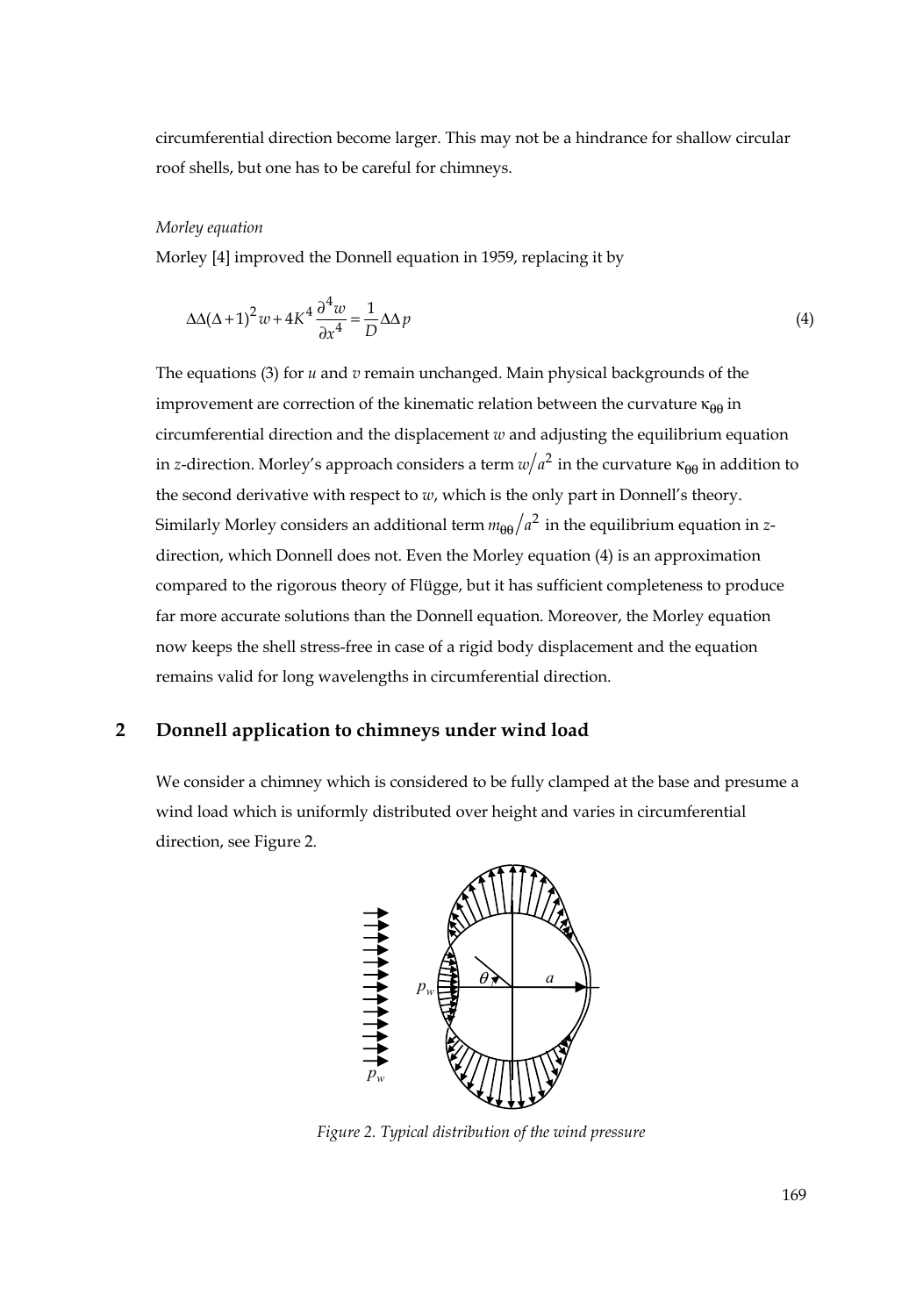circumferential direction become larger. This may not be a hindrance for shallow circular roof shells, but one has to be careful for chimneys.

*Morley equation*

Morley [4] improved the Donnell equation in 1959, replacing it by

$$\Delta\Delta(\Delta+1)^2 w + 4K^4 \frac{\partial^4 w}{\partial x^4} = \frac{1}{D}\Delta\Delta p \tag{4}$$

The equations (3) for $u$ and $v$ remain unchanged. Main physical backgrounds of the improvement are correction of the kinematic relation between the curvature $\kappa_{\theta\theta}$ in circumferential direction and the displacement $w$ and adjusting the equilibrium equation in $z$-direction. Morley's approach considers a term $w/a^2$ in the curvature $\kappa_{\theta\theta}$ in addition to the second derivative with respect to $w$, which is the only part in Donnell's theory. Similarly Morley considers an additional term $m_{\theta\theta}/a^2$ in the equilibrium equation in $z$-direction, which Donnell does not. Even the Morley equation (4) is an approximation compared to the rigorous theory of Flügge, but it has sufficient completeness to produce far more accurate solutions than the Donnell equation. Moreover, the Morley equation now keeps the shell stress-free in case of a rigid body displacement and the equation remains valid for long wavelengths in circumferential direction.

## 2 Donnell application to chimneys under wind load

We consider a chimney which is considered to be fully clamped at the base and presume a wind load which is uniformly distributed over height and varies in circumferential direction, see Figure 2.

*Figure 2. Typical distribution of the wind pressure*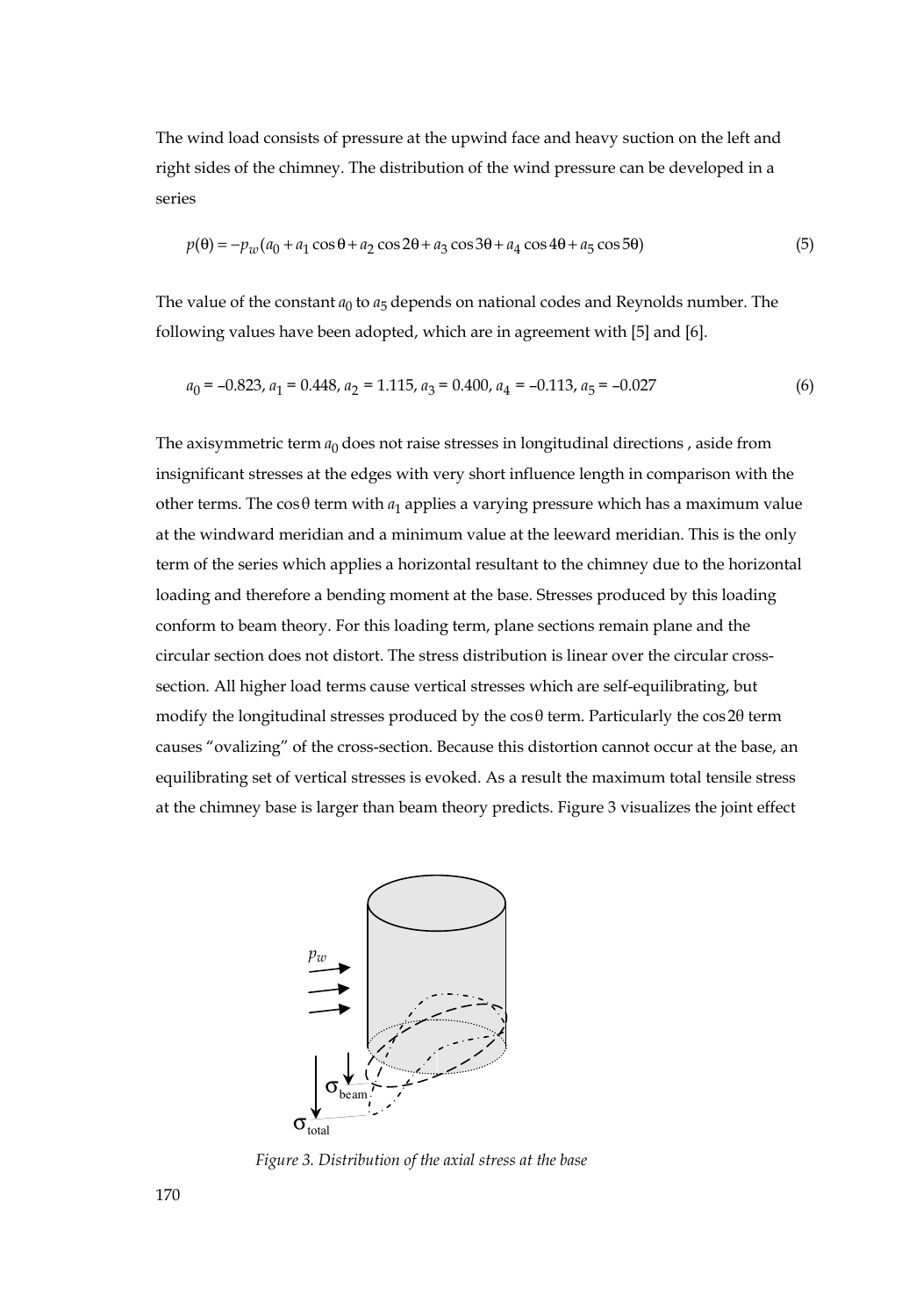The wind load consists of pressure at the upwind face and heavy suction on the left and right sides of the chimney. The distribution of the wind pressure can be developed in a series

$$p(\theta) = -p_w(a_0 + a_1 \cos\theta + a_2 \cos 2\theta + a_3 \cos 3\theta + a_4 \cos 4\theta + a_5 \cos 5\theta) \tag{5}$$

The value of the constant $a_0$ to $a_5$ depends on national codes and Reynolds number. The following values have been adopted, which are in agreement with [5] and [6].

$$a_0 = -0.823,\ a_1 = 0.448,\ a_2 = 1.115,\ a_3 = 0.400,\ a_4 = -0.113,\ a_5 = -0.027 \tag{6}$$

The axisymmetric term $a_0$ does not raise stresses in longitudinal directions , aside from insignificant stresses at the edges with very short influence length in comparison with the other terms. The $\cos\theta$ term with $a_1$ applies a varying pressure which has a maximum value at the windward meridian and a minimum value at the leeward meridian. This is the only term of the series which applies a horizontal resultant to the chimney due to the horizontal loading and therefore a bending moment at the base. Stresses produced by this loading conform to beam theory. For this loading term, plane sections remain plane and the circular section does not distort. The stress distribution is linear over the circular cross-section. All higher load terms cause vertical stresses which are self-equilibrating, but modify the longitudinal stresses produced by the $\cos\theta$ term. Particularly the $\cos 2\theta$ term causes "ovalizing" of the cross-section. Because this distortion cannot occur at the base, an equilibrating set of vertical stresses is evoked. As a result the maximum total tensile stress at the chimney base is larger than beam theory predicts. Figure 3 visualizes the joint effect

*Figure 3. Distribution of the axial stress at the base*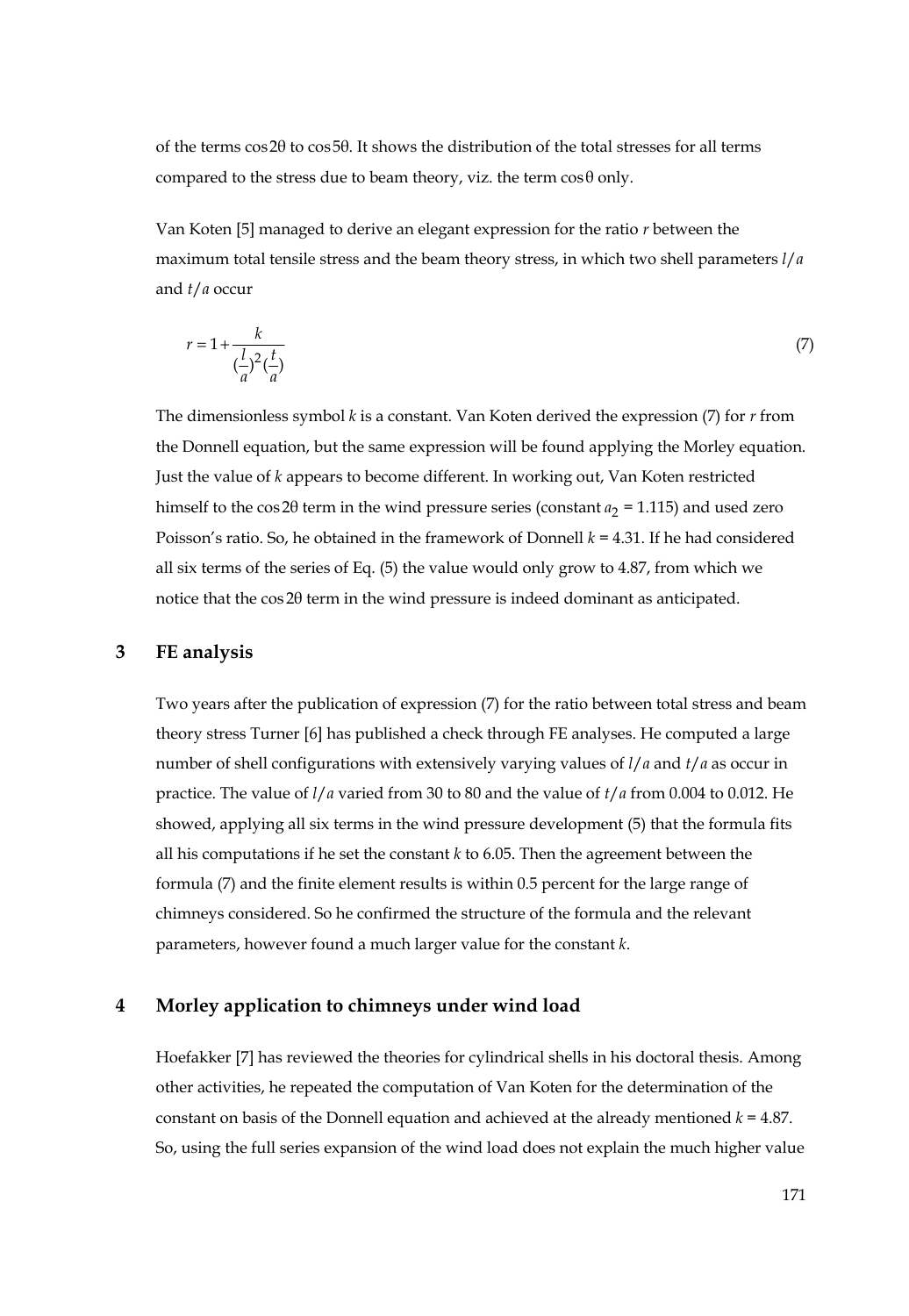of the terms $\cos 2\theta$ to $\cos 5\theta$. It shows the distribution of the total stresses for all terms compared to the stress due to beam theory, viz. the term $\cos\theta$ only.

Van Koten [5] managed to derive an elegant expression for the ratio $r$ between the maximum total tensile stress and the beam theory stress, in which two shell parameters $l/a$ and $t/a$ occur

$$r = 1 + \frac{k}{(\frac{l}{a})^2 (\frac{t}{a})} \tag{7}$$

The dimensionless symbol $k$ is a constant. Van Koten derived the expression (7) for $r$ from the Donnell equation, but the same expression will be found applying the Morley equation. Just the value of $k$ appears to become different. In working out, Van Koten restricted himself to the $\cos 2\theta$ term in the wind pressure series (constant $a_2 = 1.115$) and used zero Poisson's ratio. So, he obtained in the framework of Donnell $k = 4.31$. If he had considered all six terms of the series of Eq. (5) the value would only grow to 4.87, from which we notice that the $\cos 2\theta$ term in the wind pressure is indeed dominant as anticipated.

## 3 FE analysis

Two years after the publication of expression (7) for the ratio between total stress and beam theory stress Turner [6] has published a check through FE analyses. He computed a large number of shell configurations with extensively varying values of $l/a$ and $t/a$ as occur in practice. The value of $l/a$ varied from 30 to 80 and the value of $t/a$ from 0.004 to 0.012. He showed, applying all six terms in the wind pressure development (5) that the formula fits all his computations if he set the constant $k$ to 6.05. Then the agreement between the formula (7) and the finite element results is within 0.5 percent for the large range of chimneys considered. So he confirmed the structure of the formula and the relevant parameters, however found a much larger value for the constant $k$.

## 4 Morley application to chimneys under wind load

Hoefakker [7] has reviewed the theories for cylindrical shells in his doctoral thesis. Among other activities, he repeated the computation of Van Koten for the determination of the constant on basis of the Donnell equation and achieved at the already mentioned $k = 4.87$. So, using the full series expansion of the wind load does not explain the much higher value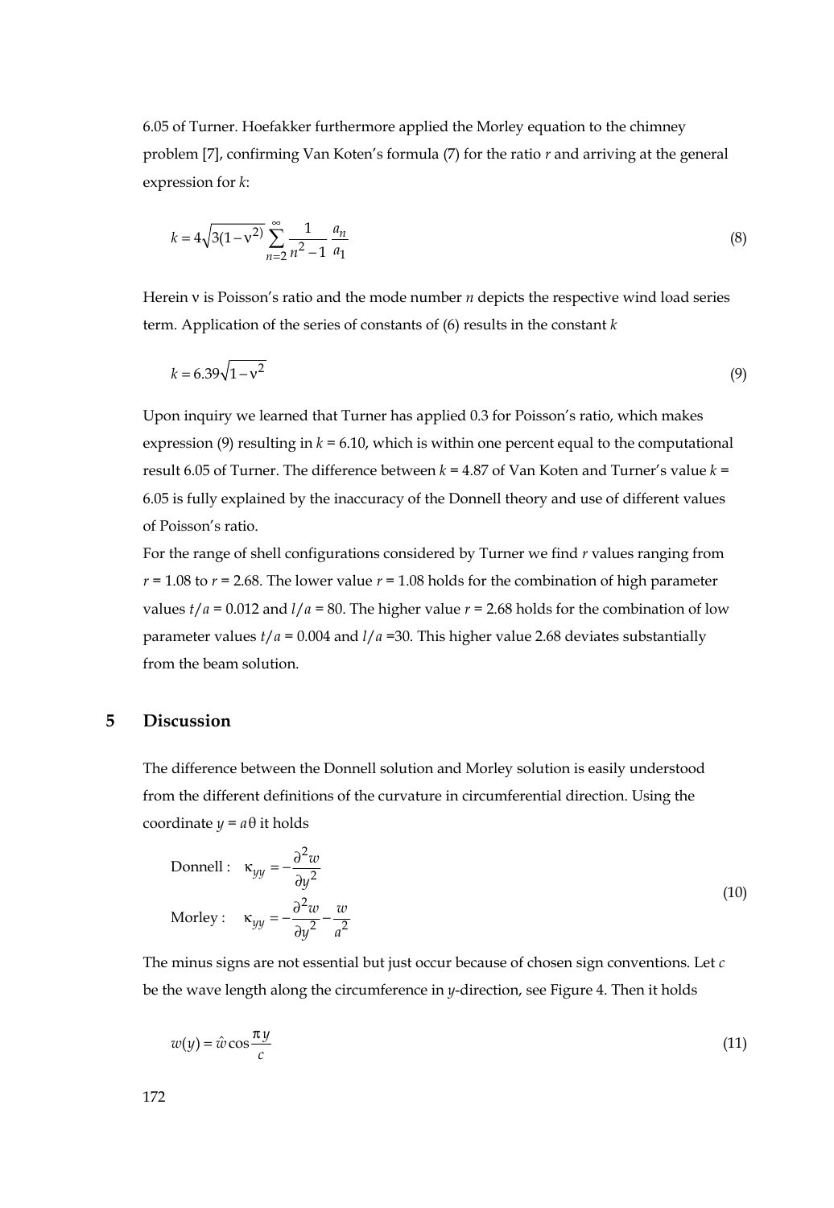6.05 of Turner. Hoefakker furthermore applied the Morley equation to the chimney problem [7], confirming Van Koten's formula (7) for the ratio $r$ and arriving at the general expression for $k$:

$$k = 4\sqrt{3(1-\nu^2)} \sum_{n=2}^{\infty} \frac{1}{n^2-1} \frac{a_n}{a_1} \tag{8}$$

Herein ν is Poisson's ratio and the mode number $n$ depicts the respective wind load series term. Application of the series of constants of (6) results in the constant $k$

$$k = 6.39\sqrt{1-\nu^2} \tag{9}$$

Upon inquiry we learned that Turner has applied 0.3 for Poisson's ratio, which makes expression (9) resulting in $k$ = 6.10, which is within one percent equal to the computational result 6.05 of Turner. The difference between $k$ = 4.87 of Van Koten and Turner's value $k$ = 6.05 is fully explained by the inaccuracy of the Donnell theory and use of different values of Poisson's ratio.

For the range of shell configurations considered by Turner we find $r$ values ranging from $r$ = 1.08 to $r$ = 2.68. The lower value $r$ = 1.08 holds for the combination of high parameter values $t/a$ = 0.012 and $l/a$ = 80. The higher value $r$ = 2.68 holds for the combination of low parameter values $t/a$ = 0.004 and $l/a$ =30. This higher value 2.68 deviates substantially from the beam solution.

## 5 Discussion

The difference between the Donnell solution and Morley solution is easily understood from the different definitions of the curvature in circumferential direction. Using the coordinate $y = a\theta$ it holds

$$\begin{aligned} \text{Donnell:} \quad \kappa_{yy} &= -\frac{\partial^2 w}{\partial y^2} \\ \text{Morley:} \quad \kappa_{yy} &= -\frac{\partial^2 w}{\partial y^2} - \frac{w}{a^2} \end{aligned} \tag{10}$$

The minus signs are not essential but just occur because of chosen sign conventions. Let $c$ be the wave length along the circumference in $y$-direction, see Figure 4. Then it holds

$$w(y) = \hat{w} \cos\frac{\pi y}{c} \tag{11}$$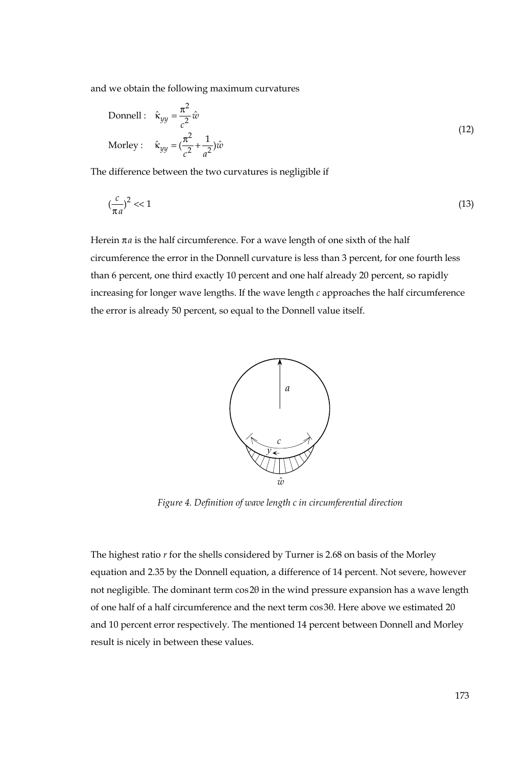and we obtain the following maximum curvatures

$$
\begin{aligned}
&\text{Donnell}: \quad \hat{\kappa}_{yy} = \frac{\pi^2}{c^2}\hat{w} \\
&\text{Morley}: \quad \hat{\kappa}_{yy} = (\frac{\pi^2}{c^2} + \frac{1}{a^2})\hat{w}
\end{aligned}
\tag{12}
$$

The difference between the two curvatures is negligible if

$$
(\frac{c}{\pi a})^2 << 1 \tag{13}
$$

Herein $\pi a$ is the half circumference. For a wave length of one sixth of the half circumference the error in the Donnell curvature is less than 3 percent, for one fourth less than 6 percent, one third exactly 10 percent and one half already 20 percent, so rapidly increasing for longer wave lengths. If the wave length $c$ approaches the half circumference the error is already 50 percent, so equal to the Donnell value itself.

*Figure 4. Definition of wave length c in circumferential direction*

The highest ratio $r$ for the shells considered by Turner is 2.68 on basis of the Morley equation and 2.35 by the Donnell equation, a difference of 14 percent. Not severe, however not negligible. The dominant term $\cos 2\theta$ in the wind pressure expansion has a wave length of one half of a half circumference and the next term $\cos 3\theta$. Here above we estimated 20 and 10 percent error respectively. The mentioned 14 percent between Donnell and Morley result is nicely in between these values.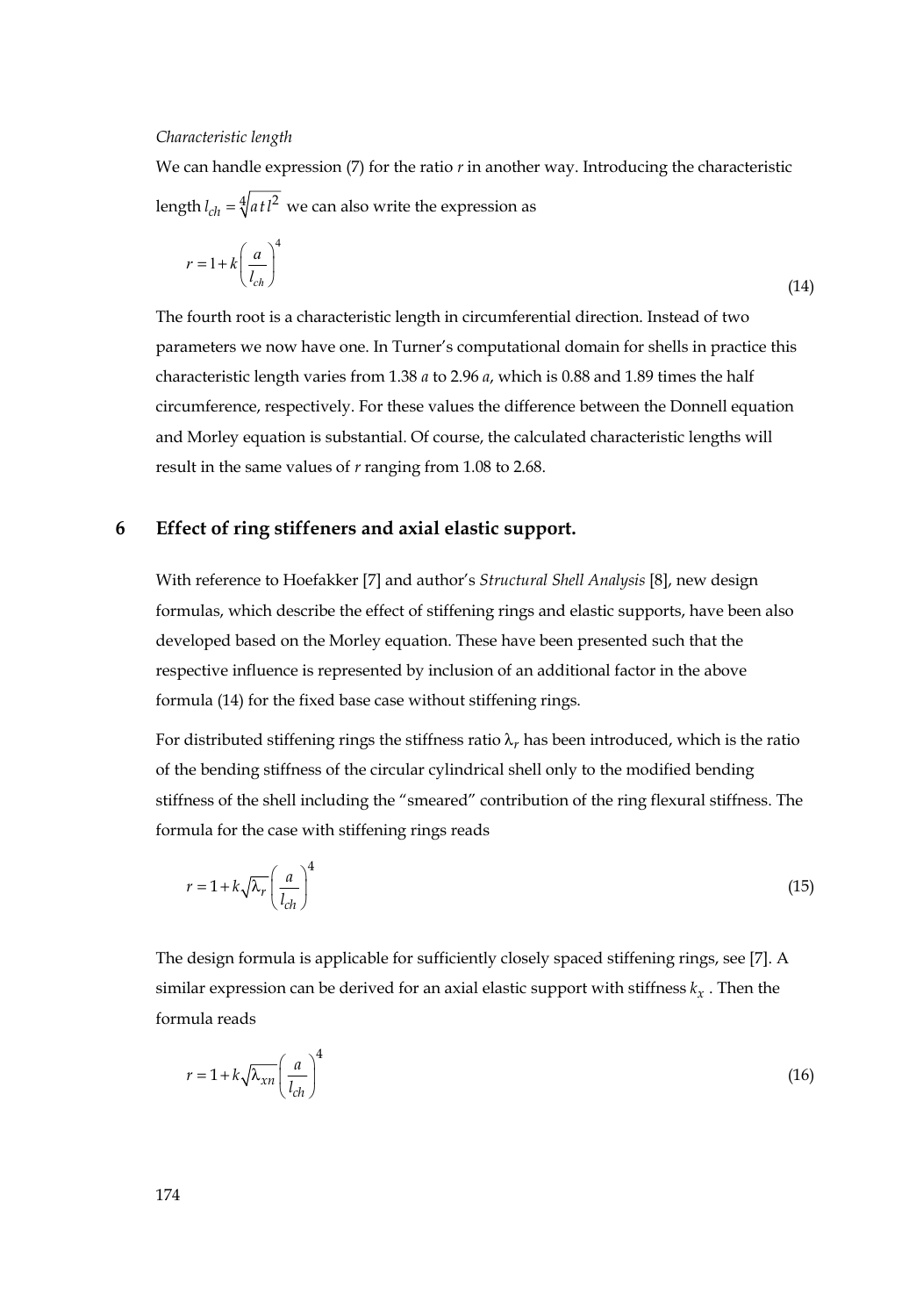*Characteristic length*

We can handle expression (7) for the ratio $r$ in another way. Introducing the characteristic length $l_{ch} = \sqrt[4]{a\,t\,l^2}$ we can also write the expression as

$$r = 1 + k\left(\frac{a}{l_{ch}}\right)^4 \tag{14}$$

The fourth root is a characteristic length in circumferential direction. Instead of two parameters we now have one. In Turner's computational domain for shells in practice this characteristic length varies from 1.38 $a$ to 2.96 $a$, which is 0.88 and 1.89 times the half circumference, respectively. For these values the difference between the Donnell equation and Morley equation is substantial. Of course, the calculated characteristic lengths will result in the same values of $r$ ranging from 1.08 to 2.68.

## 6 Effect of ring stiffeners and axial elastic support.

With reference to Hoefakker [7] and author's *Structural Shell Analysis* [8], new design formulas, which describe the effect of stiffening rings and elastic supports, have been also developed based on the Morley equation. These have been presented such that the respective influence is represented by inclusion of an additional factor in the above formula (14) for the fixed base case without stiffening rings.

For distributed stiffening rings the stiffness ratio $\lambda_r$ has been introduced, which is the ratio of the bending stiffness of the circular cylindrical shell only to the modified bending stiffness of the shell including the "smeared" contribution of the ring flexural stiffness. The formula for the case with stiffening rings reads

$$r = 1 + k\sqrt{\lambda_r}\left(\frac{a}{l_{ch}}\right)^4 \tag{15}$$

The design formula is applicable for sufficiently closely spaced stiffening rings, see [7]. A similar expression can be derived for an axial elastic support with stiffness $k_x$. Then the formula reads

$$r = 1 + k\sqrt{\lambda_{xn}}\left(\frac{a}{l_{ch}}\right)^4 \tag{16}$$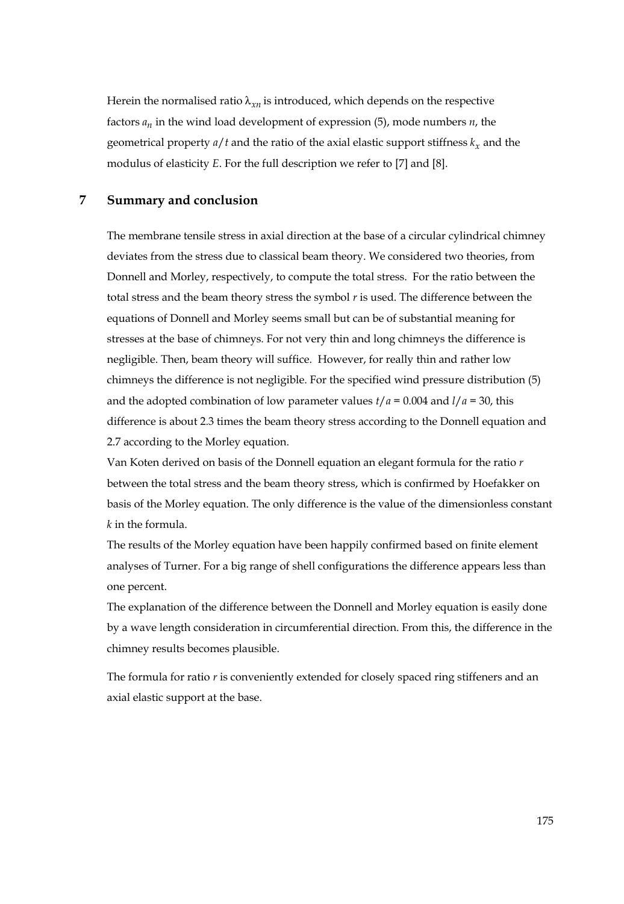Herein the normalised ratio $\lambda_{xn}$ is introduced, which depends on the respective factors $a_n$ in the wind load development of expression (5), mode numbers $n$, the geometrical property $a/t$ and the ratio of the axial elastic support stiffness $k_x$ and the modulus of elasticity $E$. For the full description we refer to [7] and [8].

## 7 Summary and conclusion

The membrane tensile stress in axial direction at the base of a circular cylindrical chimney deviates from the stress due to classical beam theory. We considered two theories, from Donnell and Morley, respectively, to compute the total stress. For the ratio between the total stress and the beam theory stress the symbol $r$ is used. The difference between the equations of Donnell and Morley seems small but can be of substantial meaning for stresses at the base of chimneys. For not very thin and long chimneys the difference is negligible. Then, beam theory will suffice. However, for really thin and rather low chimneys the difference is not negligible. For the specified wind pressure distribution (5) and the adopted combination of low parameter values $t/a = 0.004$ and $l/a = 30$, this difference is about 2.3 times the beam theory stress according to the Donnell equation and 2.7 according to the Morley equation.

Van Koten derived on basis of the Donnell equation an elegant formula for the ratio $r$ between the total stress and the beam theory stress, which is confirmed by Hoefakker on basis of the Morley equation. The only difference is the value of the dimensionless constant $k$ in the formula.

The results of the Morley equation have been happily confirmed based on finite element analyses of Turner. For a big range of shell configurations the difference appears less than one percent.

The explanation of the difference between the Donnell and Morley equation is easily done by a wave length consideration in circumferential direction. From this, the difference in the chimney results becomes plausible.

The formula for ratio $r$ is conveniently extended for closely spaced ring stiffeners and an axial elastic support at the base.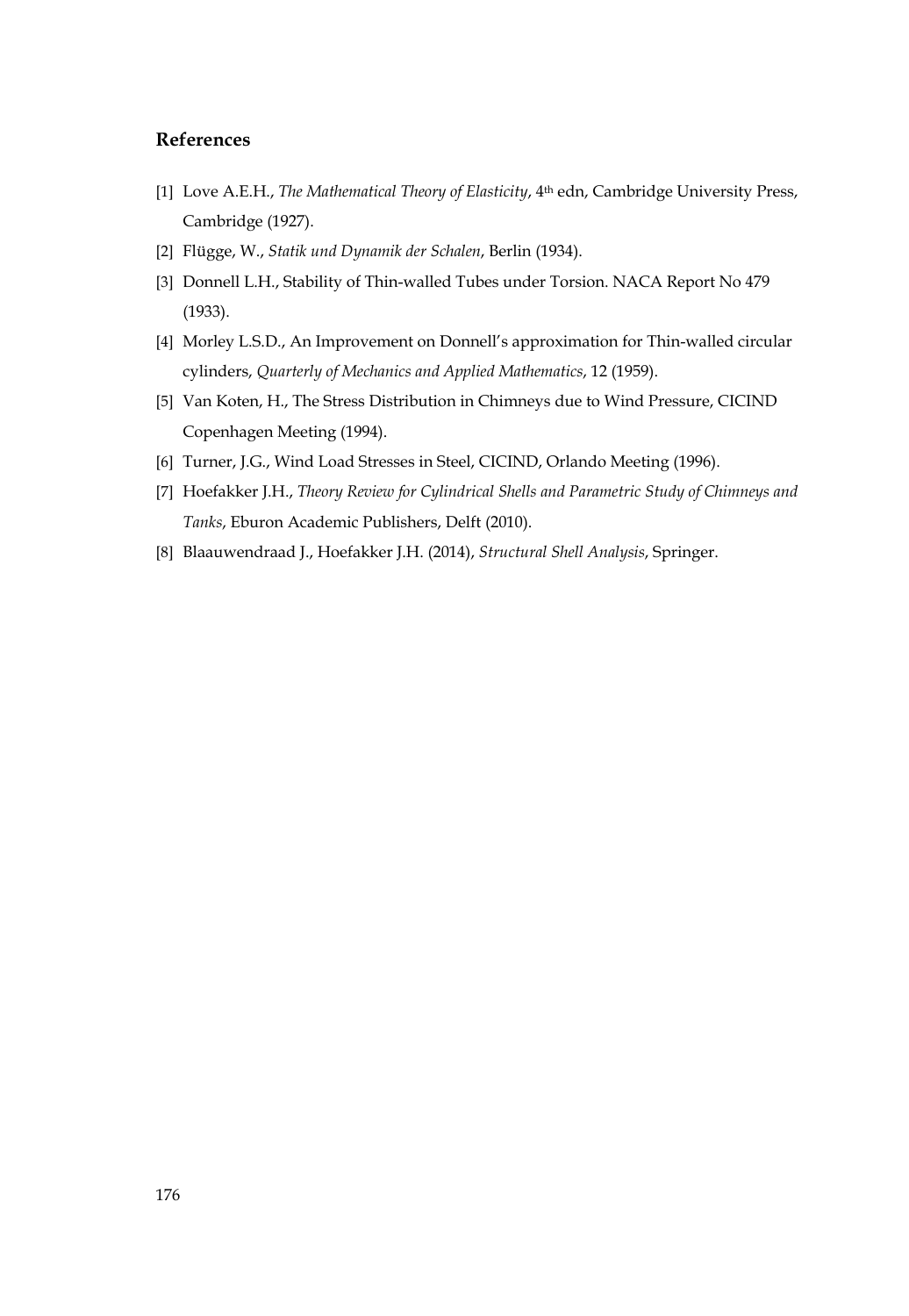## References

[1] Love A.E.H., *The Mathematical Theory of Elasticity*, 4th edn, Cambridge University Press, Cambridge (1927).

[2] Flügge, W., *Statik und Dynamik der Schalen*, Berlin (1934).

[3] Donnell L.H., Stability of Thin-walled Tubes under Torsion. NACA Report No 479 (1933).

[4] Morley L.S.D., An Improvement on Donnell's approximation for Thin-walled circular cylinders, *Quarterly of Mechanics and Applied Mathematics*, 12 (1959).

[5] Van Koten, H., The Stress Distribution in Chimneys due to Wind Pressure, CICIND Copenhagen Meeting (1994).

[6] Turner, J.G., Wind Load Stresses in Steel, CICIND, Orlando Meeting (1996).

[7] Hoefakker J.H., *Theory Review for Cylindrical Shells and Parametric Study of Chimneys and Tanks*, Eburon Academic Publishers, Delft (2010).

[8] Blaauwendraad J., Hoefakker J.H. (2014), *Structural Shell Analysis*, Springer.